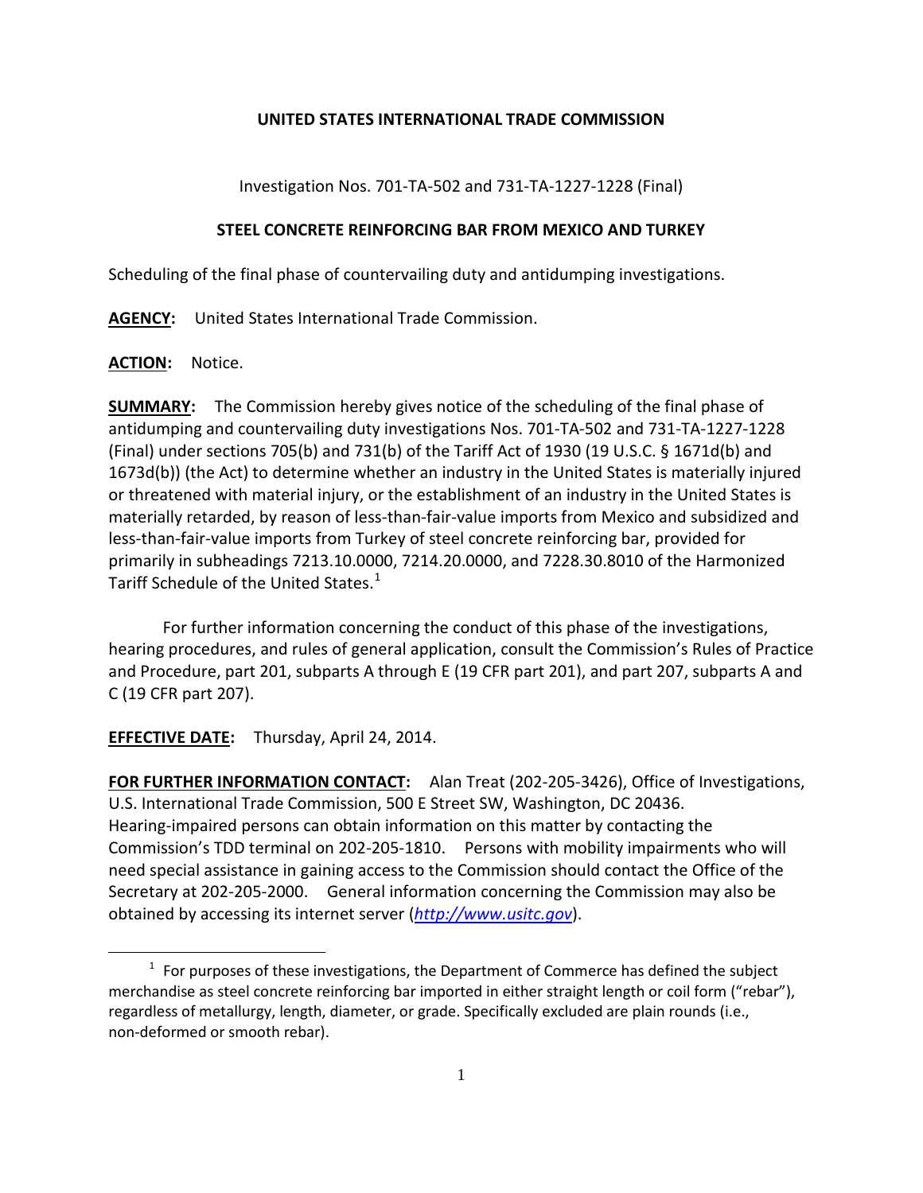**UNITED STATES INTERNATIONAL TRADE COMMISSION**

Investigation Nos. 701-TA-502 and 731-TA-1227-1228 (Final)

**STEEL CONCRETE REINFORCING BAR FROM MEXICO AND TURKEY**

Scheduling of the final phase of countervailing duty and antidumping investigations.

**AGENCY:** United States International Trade Commission.

**ACTION:** Notice.

**SUMMARY:** The Commission hereby gives notice of the scheduling of the final phase of antidumping and countervailing duty investigations Nos. 701-TA-502 and 731-TA-1227-1228 (Final) under sections 705(b) and 731(b) of the Tariff Act of 1930 (19 U.S.C. § 1671d(b) and 1673d(b)) (the Act) to determine whether an industry in the United States is materially injured or threatened with material injury, or the establishment of an industry in the United States is materially retarded, by reason of less-than-fair-value imports from Mexico and subsidized and less-than-fair-value imports from Turkey of steel concrete reinforcing bar, provided for primarily in subheadings 7213.10.0000, 7214.20.0000, and 7228.30.8010 of the Harmonized Tariff Schedule of the United States.[1]

For further information concerning the conduct of this phase of the investigations, hearing procedures, and rules of general application, consult the Commission's Rules of Practice and Procedure, part 201, subparts A through E (19 CFR part 201), and part 207, subparts A and C (19 CFR part 207).

**EFFECTIVE DATE:** Thursday, April 24, 2014.

**FOR FURTHER INFORMATION CONTACT:** Alan Treat (202-205-3426), Office of Investigations, U.S. International Trade Commission, 500 E Street SW, Washington, DC 20436. Hearing-impaired persons can obtain information on this matter by contacting the Commission's TDD terminal on 202-205-1810. Persons with mobility impairments who will need special assistance in gaining access to the Commission should contact the Office of the Secretary at 202-205-2000. General information concerning the Commission may also be obtained by accessing its internet server (*http://www.usitc.gov*).

---

[1] For purposes of these investigations, the Department of Commerce has defined the subject merchandise as steel concrete reinforcing bar imported in either straight length or coil form ("rebar"), regardless of metallurgy, length, diameter, or grade. Specifically excluded are plain rounds (i.e., non-deformed or smooth rebar).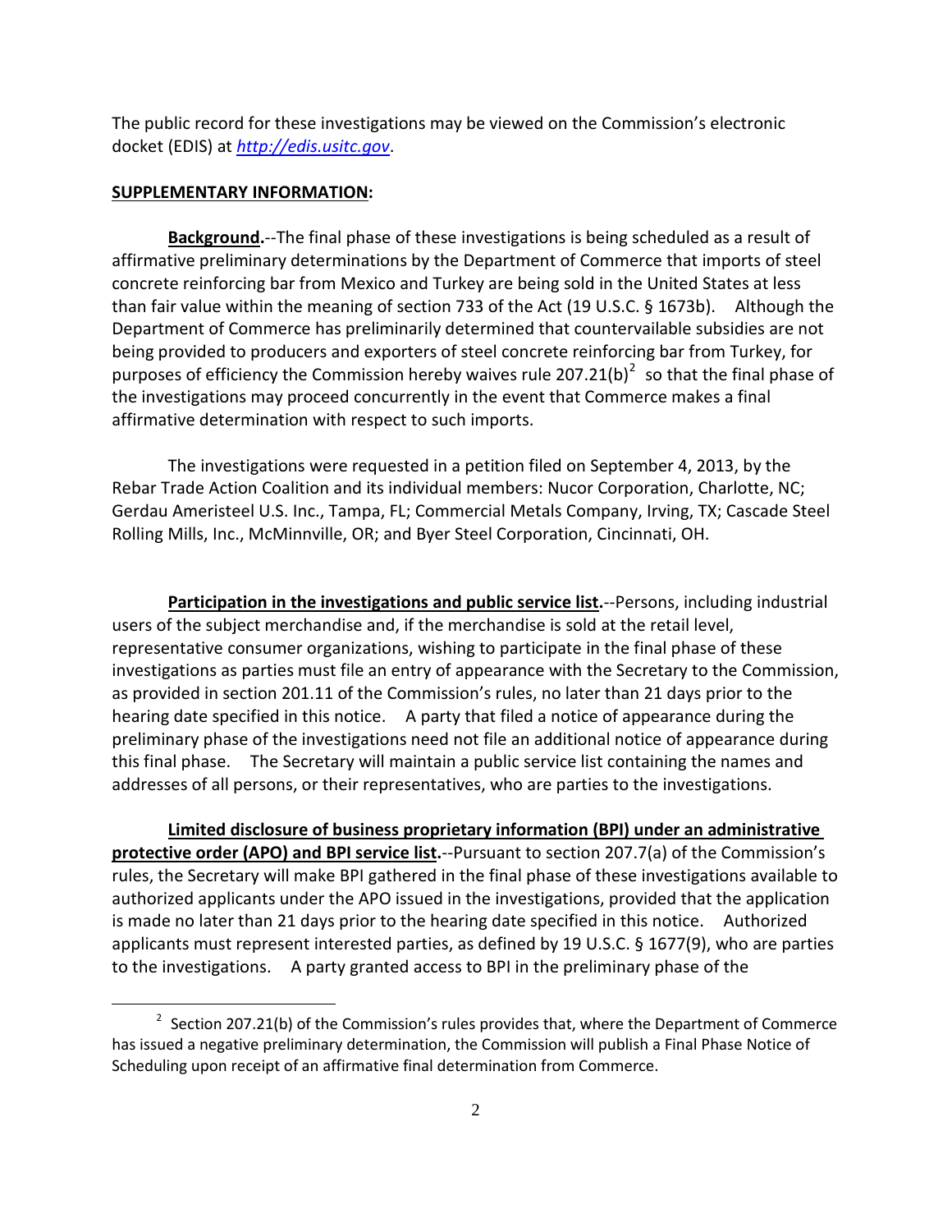The public record for these investigations may be viewed on the Commission's electronic docket (EDIS) at *http://edis.usitc.gov*.

**SUPPLEMENTARY INFORMATION:**

**Background.**--The final phase of these investigations is being scheduled as a result of affirmative preliminary determinations by the Department of Commerce that imports of steel concrete reinforcing bar from Mexico and Turkey are being sold in the United States at less than fair value within the meaning of section 733 of the Act (19 U.S.C. § 1673b). Although the Department of Commerce has preliminarily determined that countervailable subsidies are not being provided to producers and exporters of steel concrete reinforcing bar from Turkey, for purposes of efficiency the Commission hereby waives rule 207.21(b)[2] so that the final phase of the investigations may proceed concurrently in the event that Commerce makes a final affirmative determination with respect to such imports.

The investigations were requested in a petition filed on September 4, 2013, by the Rebar Trade Action Coalition and its individual members: Nucor Corporation, Charlotte, NC; Gerdau Ameristeel U.S. Inc., Tampa, FL; Commercial Metals Company, Irving, TX; Cascade Steel Rolling Mills, Inc., McMinnville, OR; and Byer Steel Corporation, Cincinnati, OH.

**Participation in the investigations and public service list.**--Persons, including industrial users of the subject merchandise and, if the merchandise is sold at the retail level, representative consumer organizations, wishing to participate in the final phase of these investigations as parties must file an entry of appearance with the Secretary to the Commission, as provided in section 201.11 of the Commission's rules, no later than 21 days prior to the hearing date specified in this notice. A party that filed a notice of appearance during the preliminary phase of the investigations need not file an additional notice of appearance during this final phase. The Secretary will maintain a public service list containing the names and addresses of all persons, or their representatives, who are parties to the investigations.

**Limited disclosure of business proprietary information (BPI) under an administrative protective order (APO) and BPI service list.**--Pursuant to section 207.7(a) of the Commission's rules, the Secretary will make BPI gathered in the final phase of these investigations available to authorized applicants under the APO issued in the investigations, provided that the application is made no later than 21 days prior to the hearing date specified in this notice. Authorized applicants must represent interested parties, as defined by 19 U.S.C. § 1677(9), who are parties to the investigations. A party granted access to BPI in the preliminary phase of the

---

[2] Section 207.21(b) of the Commission's rules provides that, where the Department of Commerce has issued a negative preliminary determination, the Commission will publish a Final Phase Notice of Scheduling upon receipt of an affirmative final determination from Commerce.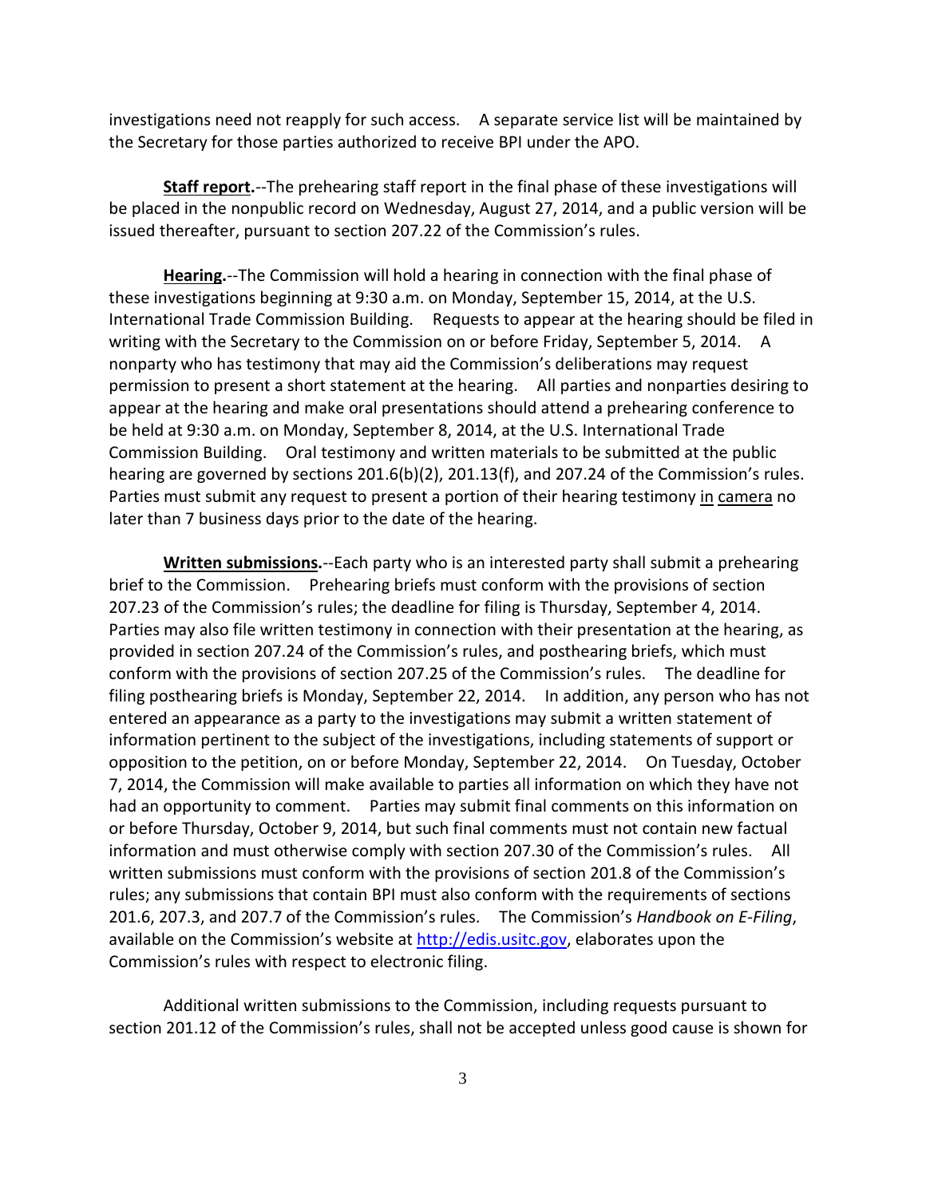investigations need not reapply for such access. A separate service list will be maintained by the Secretary for those parties authorized to receive BPI under the APO.

**Staff report.**--The prehearing staff report in the final phase of these investigations will be placed in the nonpublic record on Wednesday, August 27, 2014, and a public version will be issued thereafter, pursuant to section 207.22 of the Commission's rules.

**Hearing.**--The Commission will hold a hearing in connection with the final phase of these investigations beginning at 9:30 a.m. on Monday, September 15, 2014, at the U.S. International Trade Commission Building. Requests to appear at the hearing should be filed in writing with the Secretary to the Commission on or before Friday, September 5, 2014. A nonparty who has testimony that may aid the Commission's deliberations may request permission to present a short statement at the hearing. All parties and nonparties desiring to appear at the hearing and make oral presentations should attend a prehearing conference to be held at 9:30 a.m. on Monday, September 8, 2014, at the U.S. International Trade Commission Building. Oral testimony and written materials to be submitted at the public hearing are governed by sections 201.6(b)(2), 201.13(f), and 207.24 of the Commission's rules. Parties must submit any request to present a portion of their hearing testimony in camera no later than 7 business days prior to the date of the hearing.

**Written submissions.**--Each party who is an interested party shall submit a prehearing brief to the Commission. Prehearing briefs must conform with the provisions of section 207.23 of the Commission's rules; the deadline for filing is Thursday, September 4, 2014. Parties may also file written testimony in connection with their presentation at the hearing, as provided in section 207.24 of the Commission's rules, and posthearing briefs, which must conform with the provisions of section 207.25 of the Commission's rules. The deadline for filing posthearing briefs is Monday, September 22, 2014. In addition, any person who has not entered an appearance as a party to the investigations may submit a written statement of information pertinent to the subject of the investigations, including statements of support or opposition to the petition, on or before Monday, September 22, 2014. On Tuesday, October 7, 2014, the Commission will make available to parties all information on which they have not had an opportunity to comment. Parties may submit final comments on this information on or before Thursday, October 9, 2014, but such final comments must not contain new factual information and must otherwise comply with section 207.30 of the Commission's rules. All written submissions must conform with the provisions of section 201.8 of the Commission's rules; any submissions that contain BPI must also conform with the requirements of sections 201.6, 207.3, and 207.7 of the Commission's rules. The Commission's *Handbook on E-Filing*, available on the Commission's website at http://edis.usitc.gov, elaborates upon the Commission's rules with respect to electronic filing.

Additional written submissions to the Commission, including requests pursuant to section 201.12 of the Commission's rules, shall not be accepted unless good cause is shown for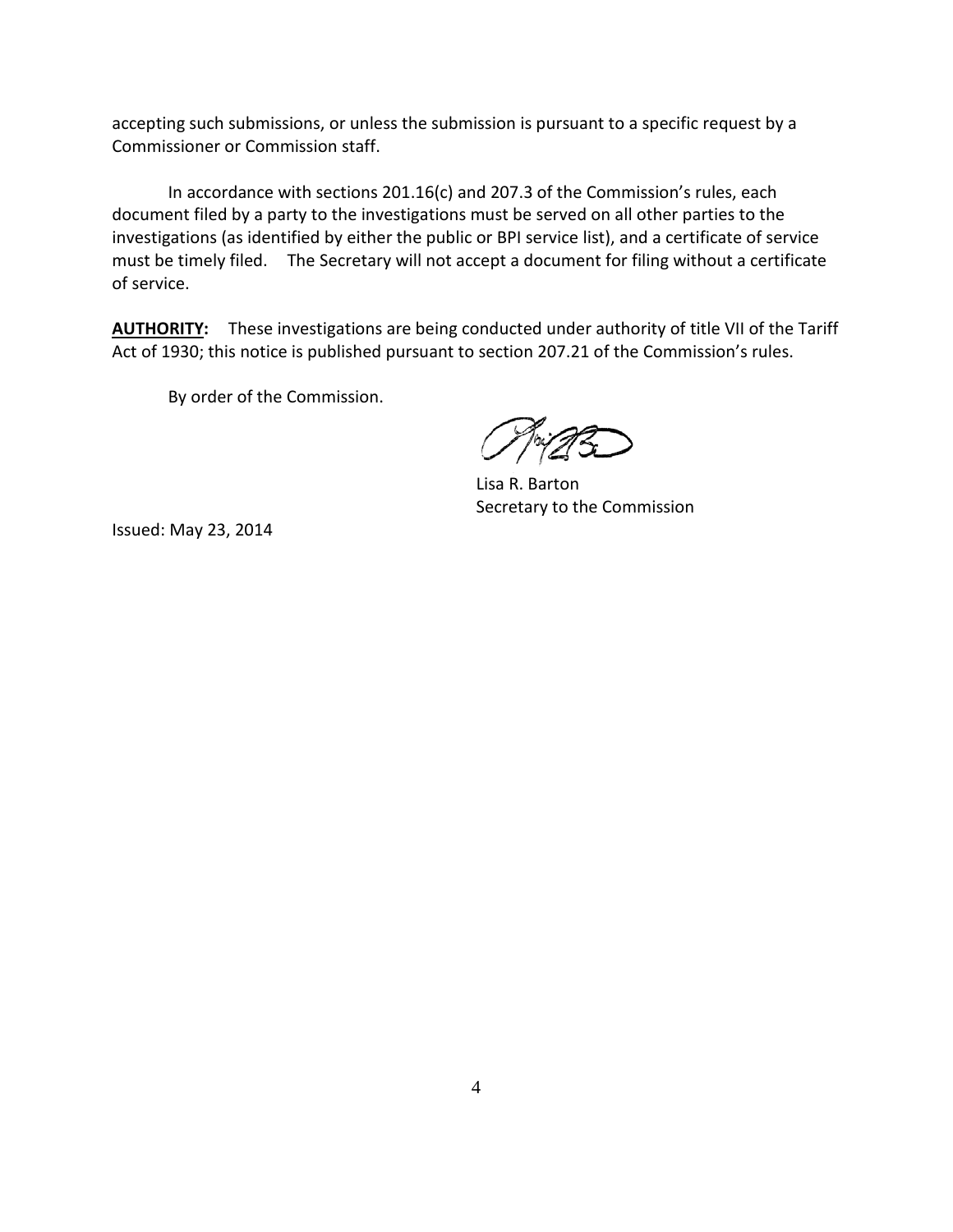accepting such submissions, or unless the submission is pursuant to a specific request by a Commissioner or Commission staff.

In accordance with sections 201.16(c) and 207.3 of the Commission's rules, each document filed by a party to the investigations must be served on all other parties to the investigations (as identified by either the public or BPI service list), and a certificate of service must be timely filed. The Secretary will not accept a document for filing without a certificate of service.

**AUTHORITY:** These investigations are being conducted under authority of title VII of the Tariff Act of 1930; this notice is published pursuant to section 207.21 of the Commission's rules.

By order of the Commission.

Lisa R. Barton
Secretary to the Commission

Issued: May 23, 2014